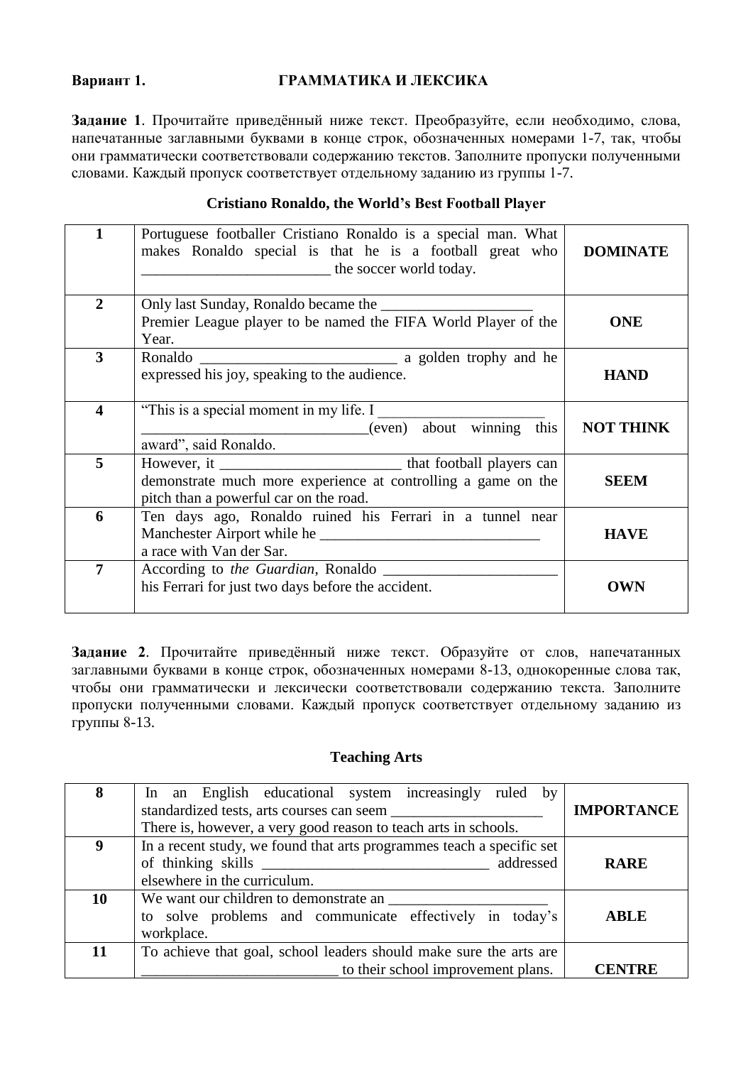**Вариант 1.** **ГРАММАТИКА И ЛЕКСИКА**

**Задание 1**. Прочитайте приведённый ниже текст. Преобразуйте, если необходимо, слова, напечатанные заглавными буквами в конце строк, обозначенных номерами 1-7, так, чтобы они грамматически соответствовали содержанию текстов. Заполните пропуски полученными словами. Каждый пропуск соответствует отдельному заданию из группы 1-7.

### Cristiano Ronaldo, the World's Best Football Player

| | | |
|---|---|---|
| **1** | Portuguese footballer Cristiano Ronaldo is a special man. What makes Ronaldo special is that he is a football great who _________________________ the soccer world today. | **DOMINATE** |
| **2** | Only last Sunday, Ronaldo became the ____________________ Premier League player to be named the FIFA World Player of the Year. | **ONE** |
| **3** | Ronaldo __________________________ a golden trophy and he expressed his joy, speaking to the audience. | **HAND** |
| **4** | "This is a special moment in my life. I ______________________ ______________________________(even) about winning this award", said Ronaldo. | **NOT THINK** |
| **5** | However, it ________________________ that football players can demonstrate much more experience at controlling a game on the pitch than a powerful car on the road. | **SEEM** |
| **6** | Ten days ago, Ronaldo ruined his Ferrari in a tunnel near Manchester Airport while he _____________________________ a race with Van der Sar. | **HAVE** |
| **7** | According to *the Guardian*, Ronaldo _______________________ his Ferrari for just two days before the accident. | **OWN** |

**Задание 2**. Прочитайте приведённый ниже текст. Образуйте от слов, напечатанных заглавными буквами в конце строк, обозначенных номерами 8-13, однокоренные слова так, чтобы они грамматически и лексически соответствовали содержанию текста. Заполните пропуски полученными словами. Каждый пропуск соответствует отдельному заданию из группы 8-13.

### Teaching Arts

| | | |
|---|---|---|
| **8** | In an English educational system increasingly ruled by standardized tests, arts courses can seem ____________________ There is, however, a very good reason to teach arts in schools. | **IMPORTANCE** |
| **9** | In a recent study, we found that arts programmes teach a specific set of thinking skills ______________________________ addressed elsewhere in the curriculum. | **RARE** |
| **10** | We want our children to demonstrate an _____________________ to solve problems and communicate effectively in today's workplace. | **ABLE** |
| **11** | To achieve that goal, school leaders should make sure the arts are __________________________ to their school improvement plans. | **CENTRE** |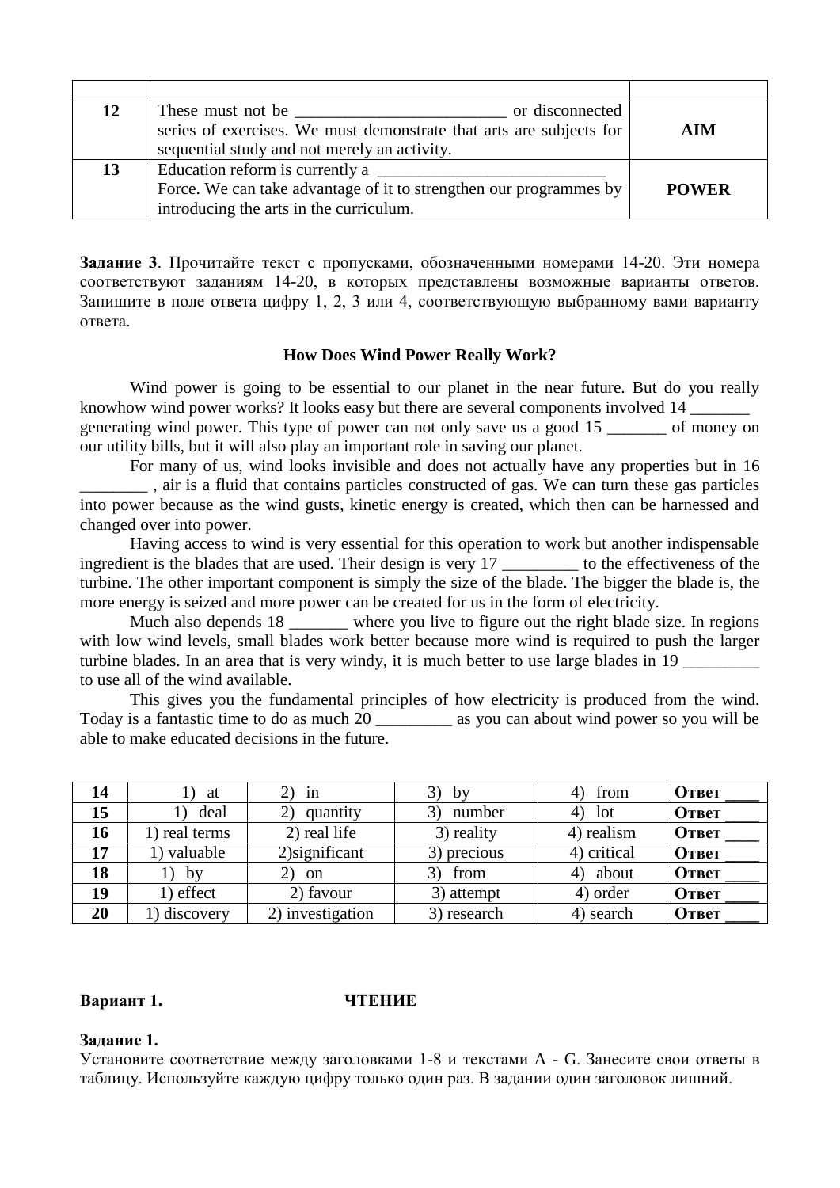| | | |
|---|---|---|
| 12 | These must not be _________________________ or disconnected series of exercises. We must demonstrate that arts are subjects for sequential study and not merely an activity. | **AIM** |
| 13 | Education reform is currently a ___________________________ Force. We can take advantage of it to strengthen our programmes by introducing the arts in the curriculum. | **POWER** |

**Задание 3**. Прочитайте текст с пропусками, обозначенными номерами 14-20. Эти номера соответствуют заданиям 14-20, в которых представлены возможные варианты ответов. Запишите в поле ответа цифру 1, 2, 3 или 4, соответствующую выбранному вами варианту ответа.

**How Does Wind Power Really Work?**

Wind power is going to be essential to our planet in the near future. But do you really knowhow wind power works? It looks easy but there are several components involved 14 _______ generating wind power. This type of power can not only save us a good 15 _______ of money on our utility bills, but it will also play an important role in saving our planet.

For many of us, wind looks invisible and does not actually have any properties but in 16 ________ , air is a fluid that contains particles constructed of gas. We can turn these gas particles into power because as the wind gusts, kinetic energy is created, which then can be harnessed and changed over into power.

Having access to wind is very essential for this operation to work but another indispensable ingredient is the blades that are used. Their design is very 17 _________ to the effectiveness of the turbine. The other important component is simply the size of the blade. The bigger the blade is, the more energy is seized and more power can be created for us in the form of electricity.

Much also depends 18 _______ where you live to figure out the right blade size. In regions with low wind levels, small blades work better because more wind is required to push the larger turbine blades. In an area that is very windy, it is much better to use large blades in 19 _________ to use all of the wind available.

This gives you the fundamental principles of how electricity is produced from the wind. Today is a fantastic time to do as much 20 _________ as you can about wind power so you will be able to make educated decisions in the future.

| | | | | | |
|---|---|---|---|---|---|
| **14** | 1) at | 2) in | 3) by | 4) from | **Ответ** ____ |
| **15** | 1) deal | 2) quantity | 3) number | 4) lot | **Ответ** ____ |
| **16** | 1) real terms | 2) real life | 3) reality | 4) realism | **Ответ** ____ |
| **17** | 1) valuable | 2)significant | 3) precious | 4) critical | **Ответ** ____ |
| **18** | 1) by | 2) on | 3) from | 4) about | **Ответ** ____ |
| **19** | 1) effect | 2) favour | 3) attempt | 4) order | **Ответ** ____ |
| **20** | 1) discovery | 2) investigation | 3) research | 4) search | **Ответ** ____ |

**Вариант 1.** **ЧТЕНИЕ**

**Задание 1.**

Установите соответствие между заголовками 1-8 и текстами A - G. Занесите свои ответы в таблицу. Используйте каждую цифру только один раз. В задании один заголовок лишний.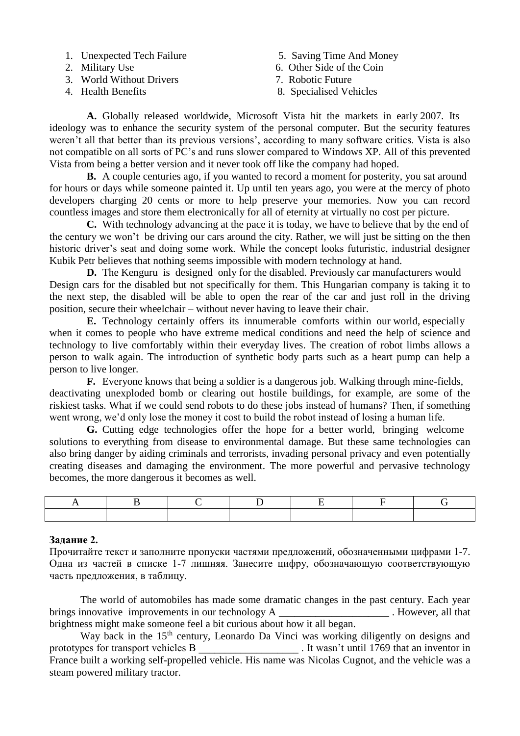1. Unexpected Tech Failure
2. Military Use
3. World Without Drivers
4. Health Benefits
5. Saving Time And Money
6. Other Side of the Coin
7. Robotic Future
8. Specialised Vehicles

**A.** Globally released worldwide, Microsoft Vista hit the markets in early 2007. Its ideology was to enhance the security system of the personal computer. But the security features weren't all that better than its previous versions', according to many software critics. Vista is also not compatible on all sorts of PC's and runs slower compared to Windows XP. All of this prevented Vista from being a better version and it never took off like the company had hoped.

**B.** A couple centuries ago, if you wanted to record a moment for posterity, you sat around for hours or days while someone painted it. Up until ten years ago, you were at the mercy of photo developers charging 20 cents or more to help preserve your memories. Now you can record countless images and store them electronically for all of eternity at virtually no cost per picture.

**C.** With technology advancing at the pace it is today, we have to believe that by the end of the century we won't be driving our cars around the city. Rather, we will just be sitting on the then historic driver's seat and doing some work. While the concept looks futuristic, industrial designer Kubik Petr believes that nothing seems impossible with modern technology at hand.

**D.** The Kenguru is designed only for the disabled. Previously car manufacturers would Design cars for the disabled but not specifically for them. This Hungarian company is taking it to the next step, the disabled will be able to open the rear of the car and just roll in the driving position, secure their wheelchair – without never having to leave their chair.

**E.** Technology certainly offers its innumerable comforts within our world, especially when it comes to people who have extreme medical conditions and need the help of science and technology to live comfortably within their everyday lives. The creation of robot limbs allows a person to walk again. The introduction of synthetic body parts such as a heart pump can help a person to live longer.

**F.** Everyone knows that being a soldier is a dangerous job. Walking through mine-fields, deactivating unexploded bomb or clearing out hostile buildings, for example, are some of the riskiest tasks. What if we could send robots to do these jobs instead of humans? Then, if something went wrong, we'd only lose the money it cost to build the robot instead of losing a human life.

**G.** Cutting edge technologies offer the hope for a better world, bringing welcome solutions to everything from disease to environmental damage. But these same technologies can also bring danger by aiding criminals and terrorists, invading personal privacy and even potentially creating diseases and damaging the environment. The more powerful and pervasive technology becomes, the more dangerous it becomes as well.

| A | B | C | D | E | F | G |
|---|---|---|---|---|---|---|
| | | | | | | |

**Задание 2.**
Прочитайте текст и заполните пропуски частями предложений, обозначенными цифрами 1-7. Одна из частей в списке 1-7 лишняя. Занесите цифру, обозначающую соответствующую часть предложения, в таблицу.

The world of automobiles has made some dramatic changes in the past century. Each year brings innovative improvements in our technology A ____________________ . However, all that brightness might make someone feel a bit curious about how it all began.

Way back in the 15th century, Leonardo Da Vinci was working diligently on designs and prototypes for transport vehicles B ___________________ . It wasn't until 1769 that an inventor in France built a working self-propelled vehicle. His name was Nicolas Cugnot, and the vehicle was a steam powered military tractor.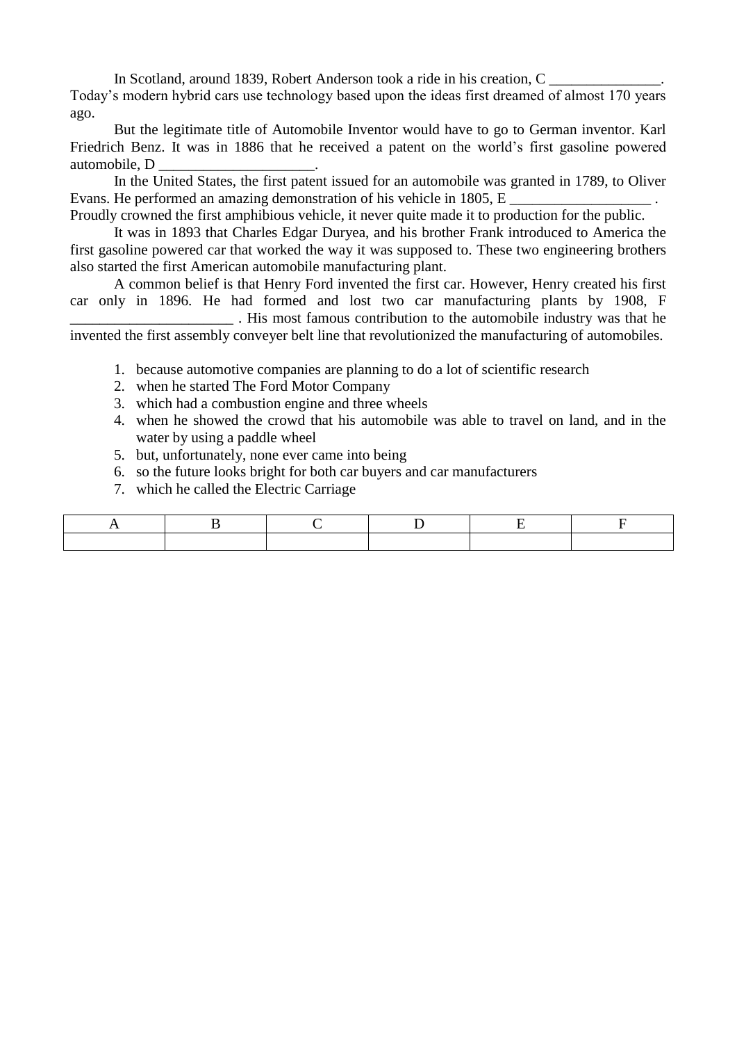In Scotland, around 1839, Robert Anderson took a ride in his creation, C _______________. Today's modern hybrid cars use technology based upon the ideas first dreamed of almost 170 years ago.

But the legitimate title of Automobile Inventor would have to go to German inventor. Karl Friedrich Benz. It was in 1886 that he received a patent on the world's first gasoline powered automobile, D _____________________.

In the United States, the first patent issued for an automobile was granted in 1789, to Oliver Evans. He performed an amazing demonstration of his vehicle in 1805, E ___________________ . Proudly crowned the first amphibious vehicle, it never quite made it to production for the public.

It was in 1893 that Charles Edgar Duryea, and his brother Frank introduced to America the first gasoline powered car that worked the way it was supposed to. These two engineering brothers also started the first American automobile manufacturing plant.

A common belief is that Henry Ford invented the first car. However, Henry created his first car only in 1896. He had formed and lost two car manufacturing plants by 1908, F ______________________ . His most famous contribution to the automobile industry was that he invented the first assembly conveyer belt line that revolutionized the manufacturing of automobiles.

1. because automotive companies are planning to do a lot of scientific research
2. when he started The Ford Motor Company
3. which had a combustion engine and three wheels
4. when he showed the crowd that his automobile was able to travel on land, and in the water by using a paddle wheel
5. but, unfortunately, none ever came into being
6. so the future looks bright for both car buyers and car manufacturers
7. which he called the Electric Carriage

| A | B | C | D | E | F |
|---|---|---|---|---|---|
| | | | | | |